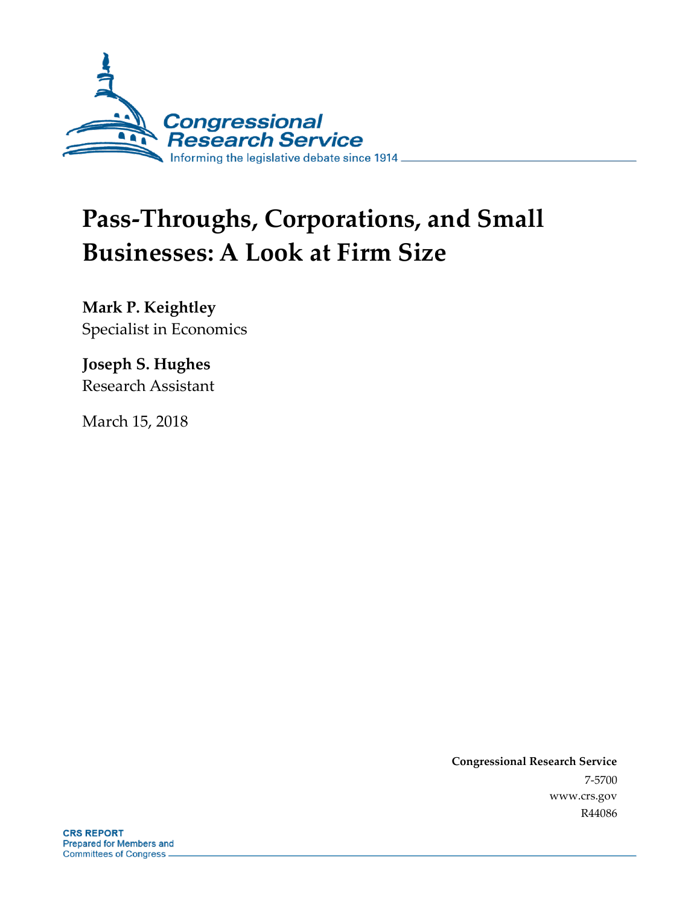Congressional Research Service

Informing the legislative debate since 1914

# Pass-Throughs, Corporations, and Small Businesses: A Look at Firm Size

**Mark P. Keightley**
Specialist in Economics

**Joseph S. Hughes**
Research Assistant

March 15, 2018

**Congressional Research Service**
7-5700
www.crs.gov
R44086

**CRS REPORT**
Prepared for Members and
Committees of Congress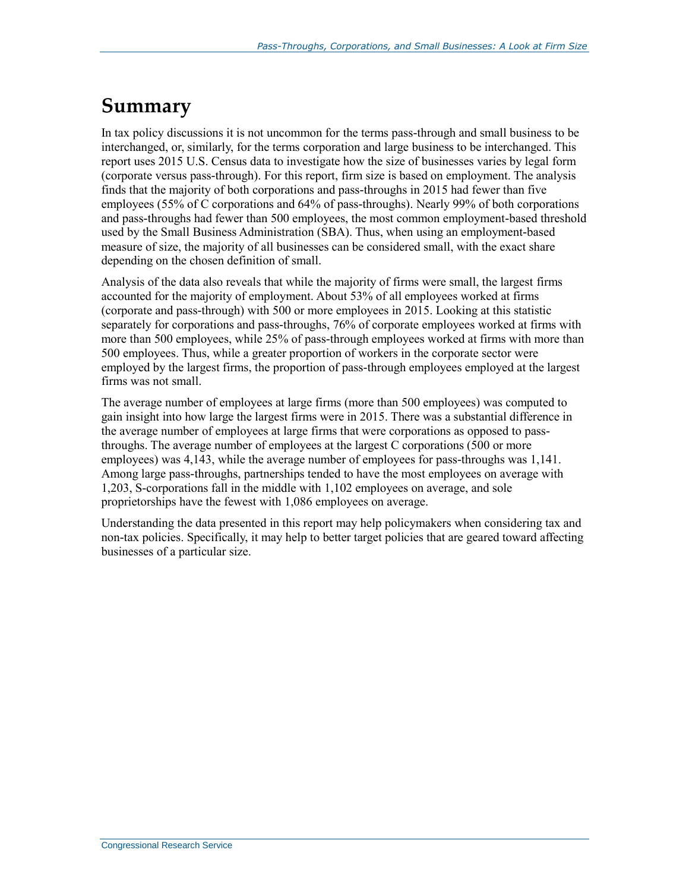# Summary

In tax policy discussions it is not uncommon for the terms pass-through and small business to be interchanged, or, similarly, for the terms corporation and large business to be interchanged. This report uses 2015 U.S. Census data to investigate how the size of businesses varies by legal form (corporate versus pass-through). For this report, firm size is based on employment. The analysis finds that the majority of both corporations and pass-throughs in 2015 had fewer than five employees (55% of C corporations and 64% of pass-throughs). Nearly 99% of both corporations and pass-throughs had fewer than 500 employees, the most common employment-based threshold used by the Small Business Administration (SBA). Thus, when using an employment-based measure of size, the majority of all businesses can be considered small, with the exact share depending on the chosen definition of small.

Analysis of the data also reveals that while the majority of firms were small, the largest firms accounted for the majority of employment. About 53% of all employees worked at firms (corporate and pass-through) with 500 or more employees in 2015. Looking at this statistic separately for corporations and pass-throughs, 76% of corporate employees worked at firms with more than 500 employees, while 25% of pass-through employees worked at firms with more than 500 employees. Thus, while a greater proportion of workers in the corporate sector were employed by the largest firms, the proportion of pass-through employees employed at the largest firms was not small.

The average number of employees at large firms (more than 500 employees) was computed to gain insight into how large the largest firms were in 2015. There was a substantial difference in the average number of employees at large firms that were corporations as opposed to pass-throughs. The average number of employees at the largest C corporations (500 or more employees) was 4,143, while the average number of employees for pass-throughs was 1,141. Among large pass-throughs, partnerships tended to have the most employees on average with 1,203, S-corporations fall in the middle with 1,102 employees on average, and sole proprietorships have the fewest with 1,086 employees on average.

Understanding the data presented in this report may help policymakers when considering tax and non-tax policies. Specifically, it may help to better target policies that are geared toward affecting businesses of a particular size.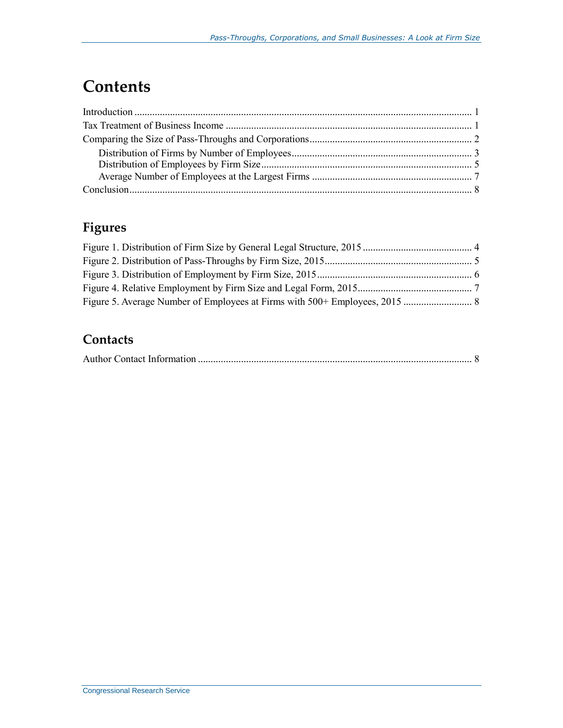# Contents

Introduction ... 1
Tax Treatment of Business Income ... 1
Comparing the Size of Pass-Throughs and Corporations ... 2
  Distribution of Firms by Number of Employees ... 3
  Distribution of Employees by Firm Size ... 5
  Average Number of Employees at the Largest Firms ... 7
Conclusion ... 8

## Figures

Figure 1. Distribution of Firm Size by General Legal Structure, 2015 ... 4
Figure 2. Distribution of Pass-Throughs by Firm Size, 2015 ... 5
Figure 3. Distribution of Employment by Firm Size, 2015 ... 6
Figure 4. Relative Employment by Firm Size and Legal Form, 2015 ... 7
Figure 5. Average Number of Employees at Firms with 500+ Employees, 2015 ... 8

## Contacts

Author Contact Information ... 8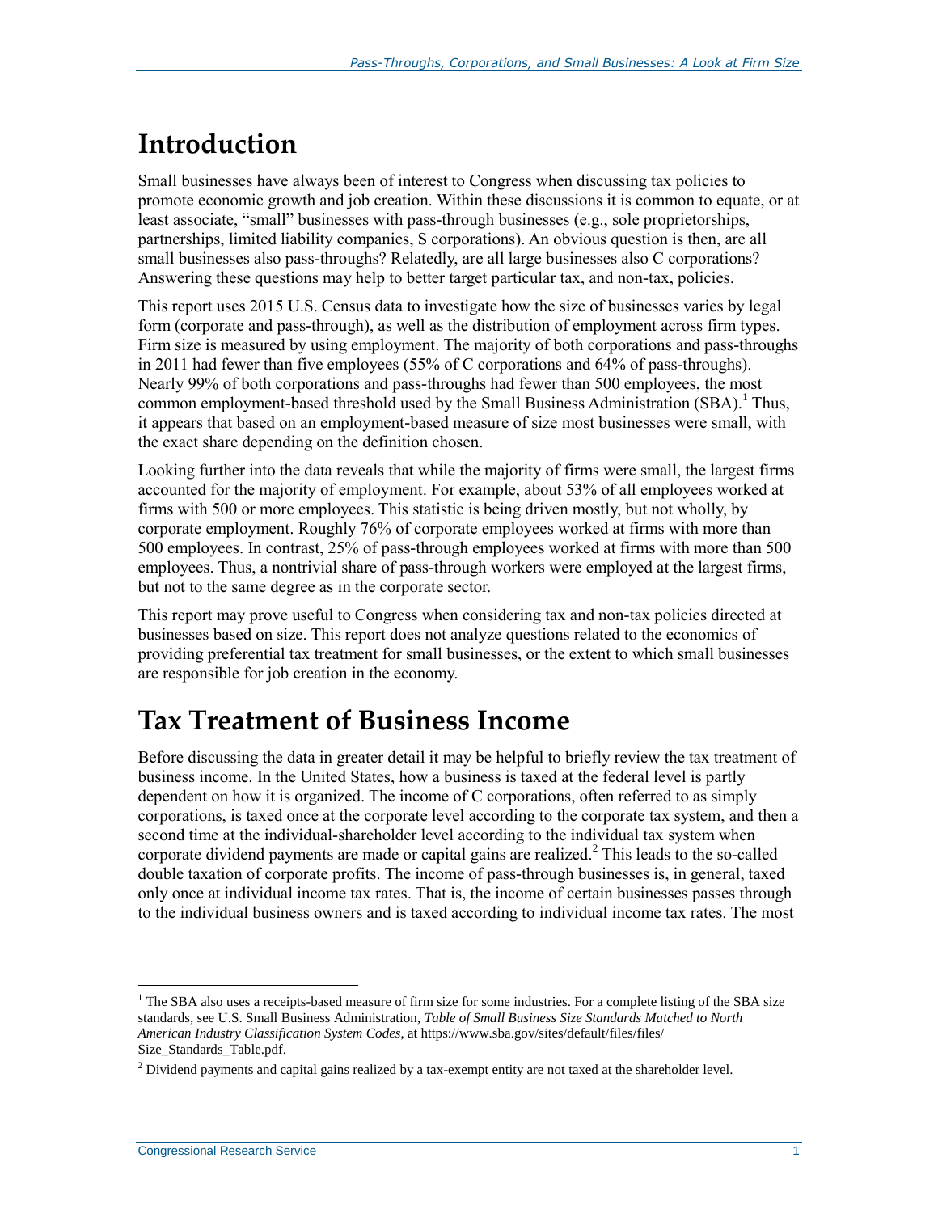# Introduction

Small businesses have always been of interest to Congress when discussing tax policies to promote economic growth and job creation. Within these discussions it is common to equate, or at least associate, "small" businesses with pass-through businesses (e.g., sole proprietorships, partnerships, limited liability companies, S corporations). An obvious question is then, are all small businesses also pass-throughs? Relatedly, are all large businesses also C corporations? Answering these questions may help to better target particular tax, and non-tax, policies.

This report uses 2015 U.S. Census data to investigate how the size of businesses varies by legal form (corporate and pass-through), as well as the distribution of employment across firm types. Firm size is measured by using employment. The majority of both corporations and pass-throughs in 2011 had fewer than five employees (55% of C corporations and 64% of pass-throughs). Nearly 99% of both corporations and pass-throughs had fewer than 500 employees, the most common employment-based threshold used by the Small Business Administration (SBA).[1] Thus, it appears that based on an employment-based measure of size most businesses were small, with the exact share depending on the definition chosen.

Looking further into the data reveals that while the majority of firms were small, the largest firms accounted for the majority of employment. For example, about 53% of all employees worked at firms with 500 or more employees. This statistic is being driven mostly, but not wholly, by corporate employment. Roughly 76% of corporate employees worked at firms with more than 500 employees. In contrast, 25% of pass-through employees worked at firms with more than 500 employees. Thus, a nontrivial share of pass-through workers were employed at the largest firms, but not to the same degree as in the corporate sector.

This report may prove useful to Congress when considering tax and non-tax policies directed at businesses based on size. This report does not analyze questions related to the economics of providing preferential tax treatment for small businesses, or the extent to which small businesses are responsible for job creation in the economy.

# Tax Treatment of Business Income

Before discussing the data in greater detail it may be helpful to briefly review the tax treatment of business income. In the United States, how a business is taxed at the federal level is partly dependent on how it is organized. The income of C corporations, often referred to as simply corporations, is taxed once at the corporate level according to the corporate tax system, and then a second time at the individual-shareholder level according to the individual tax system when corporate dividend payments are made or capital gains are realized.[2] This leads to the so-called double taxation of corporate profits. The income of pass-through businesses is, in general, taxed only once at individual income tax rates. That is, the income of certain businesses passes through to the individual business owners and is taxed according to individual income tax rates. The most

[1] The SBA also uses a receipts-based measure of firm size for some industries. For a complete listing of the SBA size standards, see U.S. Small Business Administration, *Table of Small Business Size Standards Matched to North American Industry Classification System Codes*, at https://www.sba.gov/sites/default/files/files/Size_Standards_Table.pdf.

[2] Dividend payments and capital gains realized by a tax-exempt entity are not taxed at the shareholder level.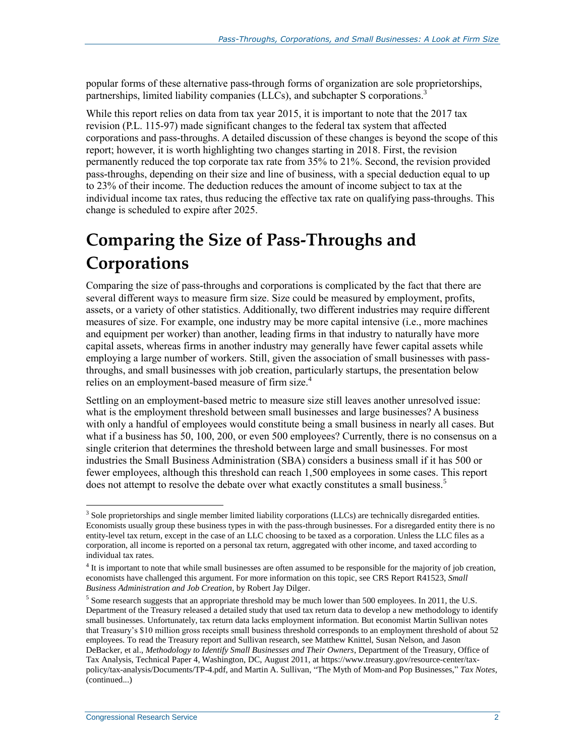popular forms of these alternative pass-through forms of organization are sole proprietorships, partnerships, limited liability companies (LLCs), and subchapter S corporations.[3]

While this report relies on data from tax year 2015, it is important to note that the 2017 tax revision (P.L. 115-97) made significant changes to the federal tax system that affected corporations and pass-throughs. A detailed discussion of these changes is beyond the scope of this report; however, it is worth highlighting two changes starting in 2018. First, the revision permanently reduced the top corporate tax rate from 35% to 21%. Second, the revision provided pass-throughs, depending on their size and line of business, with a special deduction equal to up to 23% of their income. The deduction reduces the amount of income subject to tax at the individual income tax rates, thus reducing the effective tax rate on qualifying pass-throughs. This change is scheduled to expire after 2025.

# Comparing the Size of Pass-Throughs and Corporations

Comparing the size of pass-throughs and corporations is complicated by the fact that there are several different ways to measure firm size. Size could be measured by employment, profits, assets, or a variety of other statistics. Additionally, two different industries may require different measures of size. For example, one industry may be more capital intensive (i.e., more machines and equipment per worker) than another, leading firms in that industry to naturally have more capital assets, whereas firms in another industry may generally have fewer capital assets while employing a large number of workers. Still, given the association of small businesses with pass-throughs, and small businesses with job creation, particularly startups, the presentation below relies on an employment-based measure of firm size.[4]

Settling on an employment-based metric to measure size still leaves another unresolved issue: what is the employment threshold between small businesses and large businesses? A business with only a handful of employees would constitute being a small business in nearly all cases. But what if a business has 50, 100, 200, or even 500 employees? Currently, there is no consensus on a single criterion that determines the threshold between large and small businesses. For most industries the Small Business Administration (SBA) considers a business small if it has 500 or fewer employees, although this threshold can reach 1,500 employees in some cases. This report does not attempt to resolve the debate over what exactly constitutes a small business.[5]

---

[3] Sole proprietorships and single member limited liability corporations (LLCs) are technically disregarded entities. Economists usually group these business types in with the pass-through businesses. For a disregarded entity there is no entity-level tax return, except in the case of an LLC choosing to be taxed as a corporation. Unless the LLC files as a corporation, all income is reported on a personal tax return, aggregated with other income, and taxed according to individual tax rates.

[4] It is important to note that while small businesses are often assumed to be responsible for the majority of job creation, economists have challenged this argument. For more information on this topic, see CRS Report R41523, *Small Business Administration and Job Creation*, by Robert Jay Dilger.

[5] Some research suggests that an appropriate threshold may be much lower than 500 employees. In 2011, the U.S. Department of the Treasury released a detailed study that used tax return data to develop a new methodology to identify small businesses. Unfortunately, tax return data lacks employment information. But economist Martin Sullivan notes that Treasury's $10 million gross receipts small business threshold corresponds to an employment threshold of about 52 employees. To read the Treasury report and Sullivan research, see Matthew Knittel, Susan Nelson, and Jason DeBacker, et al., *Methodology to Identify Small Businesses and Their Owners*, Department of the Treasury, Office of Tax Analysis, Technical Paper 4, Washington, DC, August 2011, at https://www.treasury.gov/resource-center/tax-policy/tax-analysis/Documents/TP-4.pdf, and Martin A. Sullivan, "The Myth of Mom-and Pop Businesses," *Tax Notes*, (continued...)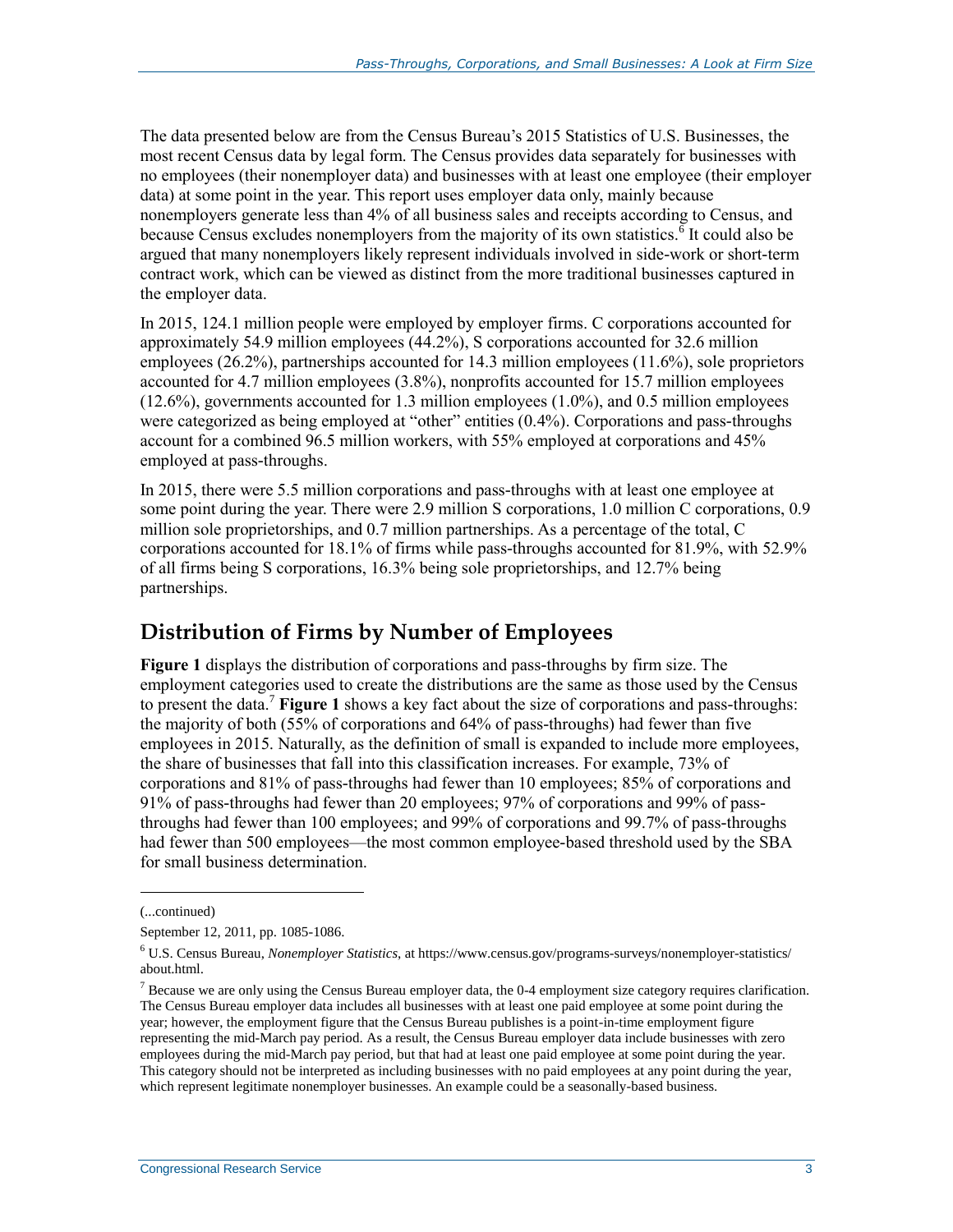The data presented below are from the Census Bureau's 2015 Statistics of U.S. Businesses, the most recent Census data by legal form. The Census provides data separately for businesses with no employees (their nonemployer data) and businesses with at least one employee (their employer data) at some point in the year. This report uses employer data only, mainly because nonemployers generate less than 4% of all business sales and receipts according to Census, and because Census excludes nonemployers from the majority of its own statistics.[6] It could also be argued that many nonemployers likely represent individuals involved in side-work or short-term contract work, which can be viewed as distinct from the more traditional businesses captured in the employer data.

In 2015, 124.1 million people were employed by employer firms. C corporations accounted for approximately 54.9 million employees (44.2%), S corporations accounted for 32.6 million employees (26.2%), partnerships accounted for 14.3 million employees (11.6%), sole proprietors accounted for 4.7 million employees (3.8%), nonprofits accounted for 15.7 million employees (12.6%), governments accounted for 1.3 million employees (1.0%), and 0.5 million employees were categorized as being employed at "other" entities (0.4%). Corporations and pass-throughs account for a combined 96.5 million workers, with 55% employed at corporations and 45% employed at pass-throughs.

In 2015, there were 5.5 million corporations and pass-throughs with at least one employee at some point during the year. There were 2.9 million S corporations, 1.0 million C corporations, 0.9 million sole proprietorships, and 0.7 million partnerships. As a percentage of the total, C corporations accounted for 18.1% of firms while pass-throughs accounted for 81.9%, with 52.9% of all firms being S corporations, 16.3% being sole proprietorships, and 12.7% being partnerships.

## Distribution of Firms by Number of Employees

**Figure 1** displays the distribution of corporations and pass-throughs by firm size. The employment categories used to create the distributions are the same as those used by the Census to present the data.[7] **Figure 1** shows a key fact about the size of corporations and pass-throughs: the majority of both (55% of corporations and 64% of pass-throughs) had fewer than five employees in 2015. Naturally, as the definition of small is expanded to include more employees, the share of businesses that fall into this classification increases. For example, 73% of corporations and 81% of pass-throughs had fewer than 10 employees; 85% of corporations and 91% of pass-throughs had fewer than 20 employees; 97% of corporations and 99% of pass-throughs had fewer than 100 employees; and 99% of corporations and 99.7% of pass-throughs had fewer than 500 employees—the most common employee-based threshold used by the SBA for small business determination.

(...continued)

September 12, 2011, pp. 1085-1086.

[6] U.S. Census Bureau, *Nonemployer Statistics*, at https://www.census.gov/programs-surveys/nonemployer-statistics/about.html.

[7] Because we are only using the Census Bureau employer data, the 0-4 employment size category requires clarification. The Census Bureau employer data includes all businesses with at least one paid employee at some point during the year; however, the employment figure that the Census Bureau publishes is a point-in-time employment figure representing the mid-March pay period. As a result, the Census Bureau employer data include businesses with zero employees during the mid-March pay period, but that had at least one paid employee at some point during the year. This category should not be interpreted as including businesses with no paid employees at any point during the year, which represent legitimate nonemployer businesses. An example could be a seasonally-based business.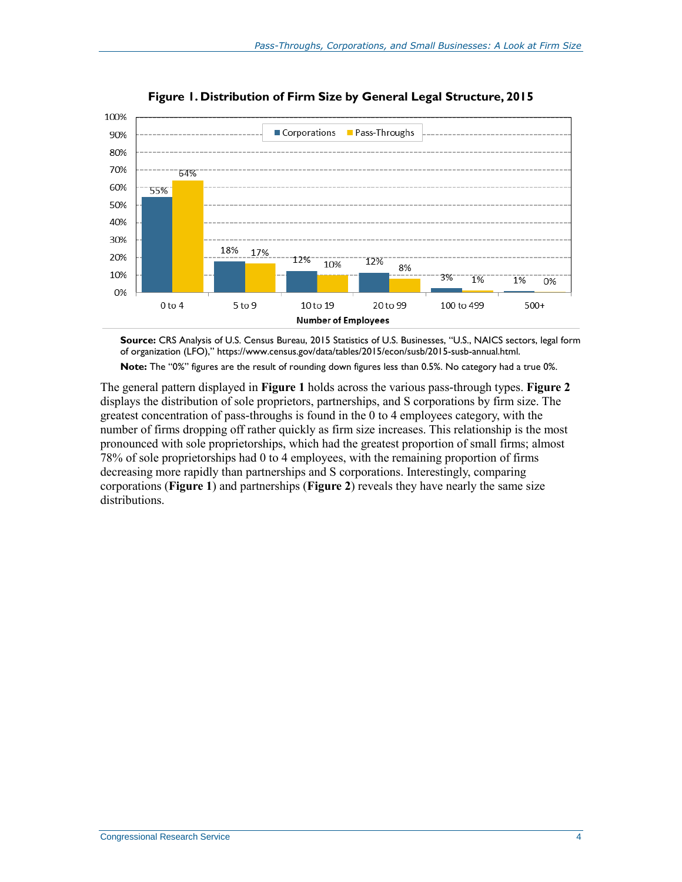**Figure 1. Distribution of Firm Size by General Legal Structure, 2015**

| Number of Employees | Corporations | Pass-Throughs |
|---|---|---|
| 0 to 4 | 55% | 64% |
| 5 to 9 | 18% | 17% |
| 10 to 19 | 12% | 10% |
| 20 to 99 | 12% | 8% |
| 100 to 499 | 3% | 1% |
| 500+ | 1% | 0% |

**Source:** CRS Analysis of U.S. Census Bureau, 2015 Statistics of U.S. Businesses, "U.S., NAICS sectors, legal form of organization (LFO)," https://www.census.gov/data/tables/2015/econ/susb/2015-susb-annual.html.

**Note:** The "0%" figures are the result of rounding down figures less than 0.5%. No category had a true 0%.

The general pattern displayed in **Figure 1** holds across the various pass-through types. **Figure 2** displays the distribution of sole proprietors, partnerships, and S corporations by firm size. The greatest concentration of pass-throughs is found in the 0 to 4 employees category, with the number of firms dropping off rather quickly as firm size increases. This relationship is the most pronounced with sole proprietorships, which had the greatest proportion of small firms; almost 78% of sole proprietorships had 0 to 4 employees, with the remaining proportion of firms decreasing more rapidly than partnerships and S corporations. Interestingly, comparing corporations (**Figure 1**) and partnerships (**Figure 2**) reveals they have nearly the same size distributions.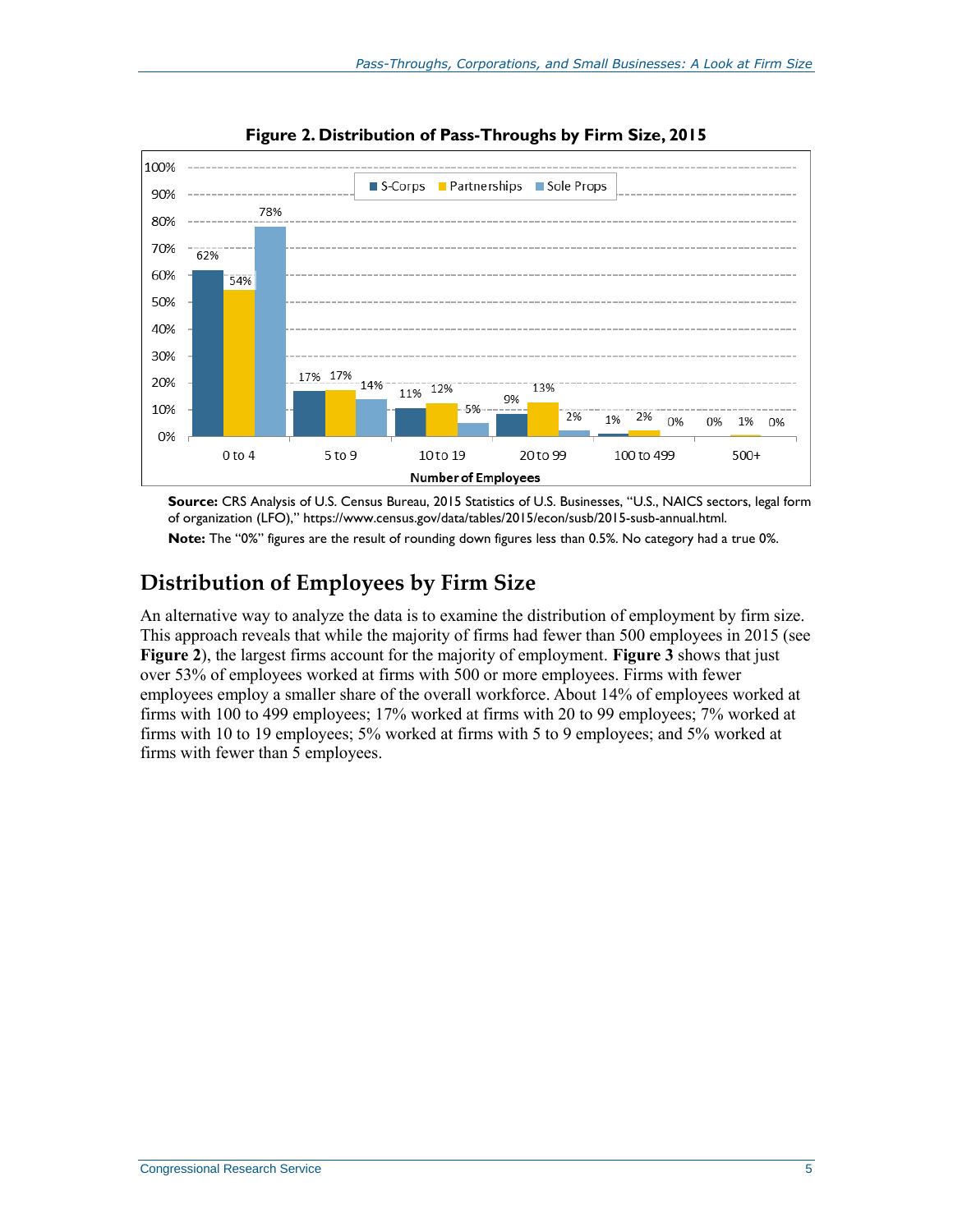**Figure 2. Distribution of Pass-Throughs by Firm Size, 2015**

| Number of Employees | S-Corps | Partnerships | Sole Props |
| --- | --- | --- | --- |
| 0 to 4 | 62% | 54% | 78% |
| 5 to 9 | 17% | 17% | 14% |
| 10 to 19 | 11% | 12% | 5% |
| 20 to 99 | 9% | 13% | 2% |
| 100 to 499 | 1% | 2% | 0% |
| 500+ | 0% | 1% | 0% |

**Source:** CRS Analysis of U.S. Census Bureau, 2015 Statistics of U.S. Businesses, "U.S., NAICS sectors, legal form of organization (LFO)," https://www.census.gov/data/tables/2015/econ/susb/2015-susb-annual.html.

**Note:** The "0%" figures are the result of rounding down figures less than 0.5%. No category had a true 0%.

## Distribution of Employees by Firm Size

An alternative way to analyze the data is to examine the distribution of employment by firm size. This approach reveals that while the majority of firms had fewer than 500 employees in 2015 (see **Figure 2**), the largest firms account for the majority of employment. **Figure 3** shows that just over 53% of employees worked at firms with 500 or more employees. Firms with fewer employees employ a smaller share of the overall workforce. About 14% of employees worked at firms with 100 to 499 employees; 17% worked at firms with 20 to 99 employees; 7% worked at firms with 10 to 19 employees; 5% worked at firms with 5 to 9 employees; and 5% worked at firms with fewer than 5 employees.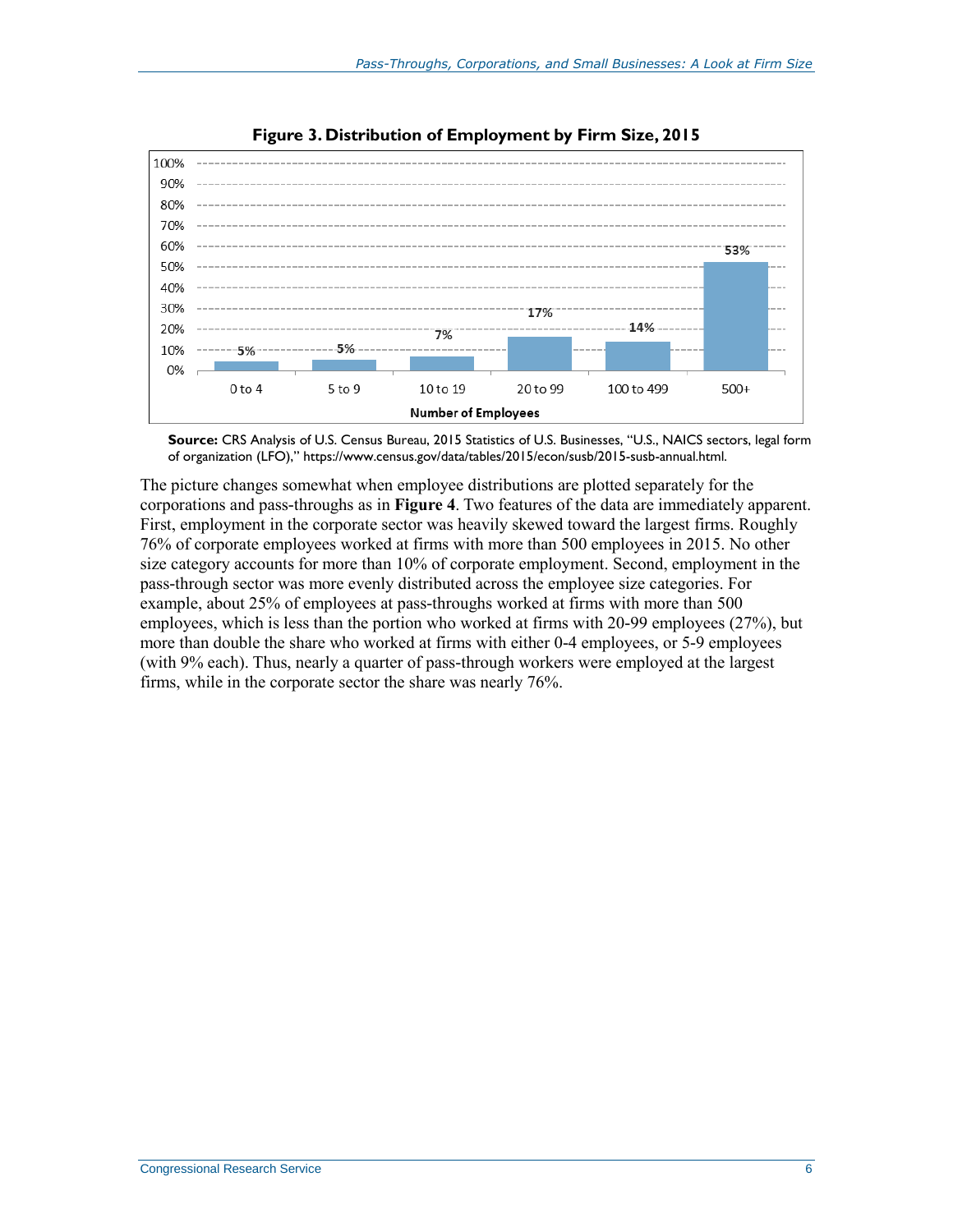**Figure 3. Distribution of Employment by Firm Size, 2015**

| Number of Employees | Share of Employment |
| --- | --- |
| 0 to 4 | 5% |
| 5 to 9 | 5% |
| 10 to 19 | 7% |
| 20 to 99 | 17% |
| 100 to 499 | 14% |
| 500+ | 53% |

**Source:** CRS Analysis of U.S. Census Bureau, 2015 Statistics of U.S. Businesses, "U.S., NAICS sectors, legal form of organization (LFO)," https://www.census.gov/data/tables/2015/econ/susb/2015-susb-annual.html.

The picture changes somewhat when employee distributions are plotted separately for the corporations and pass-throughs as in **Figure 4**. Two features of the data are immediately apparent. First, employment in the corporate sector was heavily skewed toward the largest firms. Roughly 76% of corporate employees worked at firms with more than 500 employees in 2015. No other size category accounts for more than 10% of corporate employment. Second, employment in the pass-through sector was more evenly distributed across the employee size categories. For example, about 25% of employees at pass-throughs worked at firms with more than 500 employees, which is less than the portion who worked at firms with 20-99 employees (27%), but more than double the share who worked at firms with either 0-4 employees, or 5-9 employees (with 9% each). Thus, nearly a quarter of pass-through workers were employed at the largest firms, while in the corporate sector the share was nearly 76%.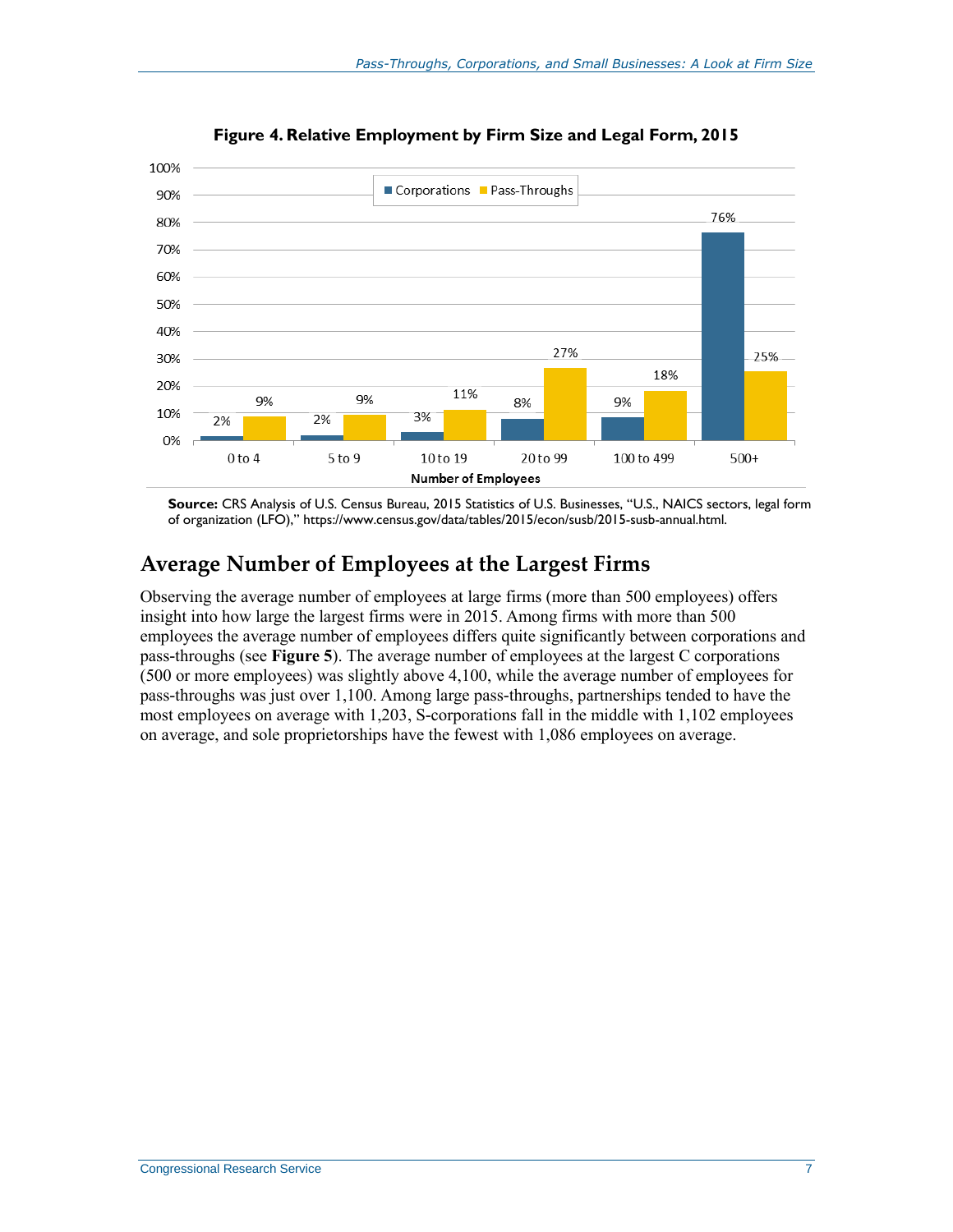**Figure 4. Relative Employment by Firm Size and Legal Form, 2015**

| Number of Employees | Corporations | Pass-Throughs |
| --- | --- | --- |
| 0 to 4 | 2% | 9% |
| 5 to 9 | 2% | 9% |
| 10 to 19 | 3% | 11% |
| 20 to 99 | 8% | 27% |
| 100 to 499 | 9% | 18% |
| 500+ | 76% | 25% |

**Source:** CRS Analysis of U.S. Census Bureau, 2015 Statistics of U.S. Businesses, "U.S., NAICS sectors, legal form of organization (LFO)," https://www.census.gov/data/tables/2015/econ/susb/2015-susb-annual.html.

## Average Number of Employees at the Largest Firms

Observing the average number of employees at large firms (more than 500 employees) offers insight into how large the largest firms were in 2015. Among firms with more than 500 employees the average number of employees differs quite significantly between corporations and pass-throughs (see **Figure 5**). The average number of employees at the largest C corporations (500 or more employees) was slightly above 4,100, while the average number of employees for pass-throughs was just over 1,100. Among large pass-throughs, partnerships tended to have the most employees on average with 1,203, S-corporations fall in the middle with 1,102 employees on average, and sole proprietorships have the fewest with 1,086 employees on average.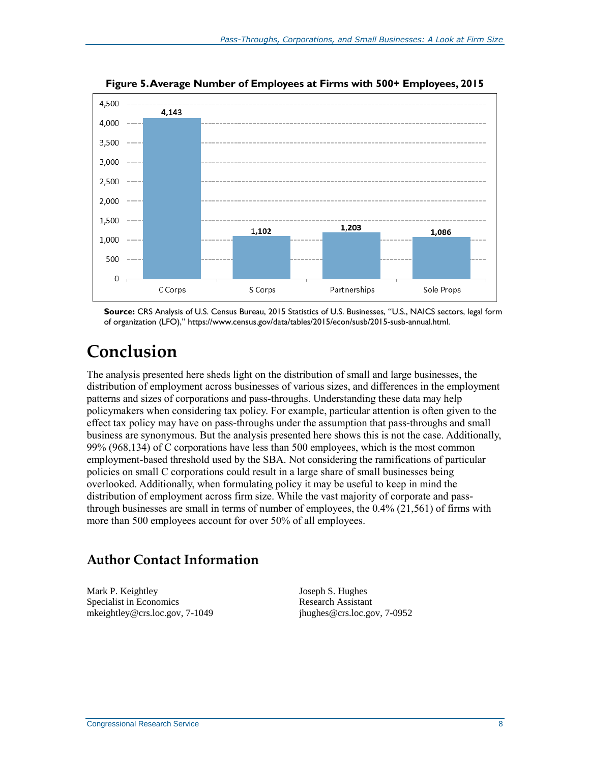**Figure 5. Average Number of Employees at Firms with 500+ Employees, 2015**

4,500
4,000
3,500
3,000
2,500
2,000
1,500
1,000
500
0

4,143
1,102
1,203
1,086

C Corps
S Corps
Partnerships
Sole Props

**Source:** CRS Analysis of U.S. Census Bureau, 2015 Statistics of U.S. Businesses, "U.S., NAICS sectors, legal form of organization (LFO)," https://www.census.gov/data/tables/2015/econ/susb/2015-susb-annual.html.

# Conclusion

The analysis presented here sheds light on the distribution of small and large businesses, the distribution of employment across businesses of various sizes, and differences in the employment patterns and sizes of corporations and pass-throughs. Understanding these data may help policymakers when considering tax policy. For example, particular attention is often given to the effect tax policy may have on pass-throughs under the assumption that pass-throughs and small business are synonymous. But the analysis presented here shows this is not the case. Additionally, 99% (968,134) of C corporations have less than 500 employees, which is the most common employment-based threshold used by the SBA. Not considering the ramifications of particular policies on small C corporations could result in a large share of small businesses being overlooked. Additionally, when formulating policy it may be useful to keep in mind the distribution of employment across firm size. While the vast majority of corporate and pass-through businesses are small in terms of number of employees, the 0.4% (21,561) of firms with more than 500 employees account for over 50% of all employees.

## Author Contact Information

Mark P. Keightley
Specialist in Economics
mkeightley@crs.loc.gov, 7-1049

Joseph S. Hughes
Research Assistant
jhughes@crs.loc.gov, 7-0952